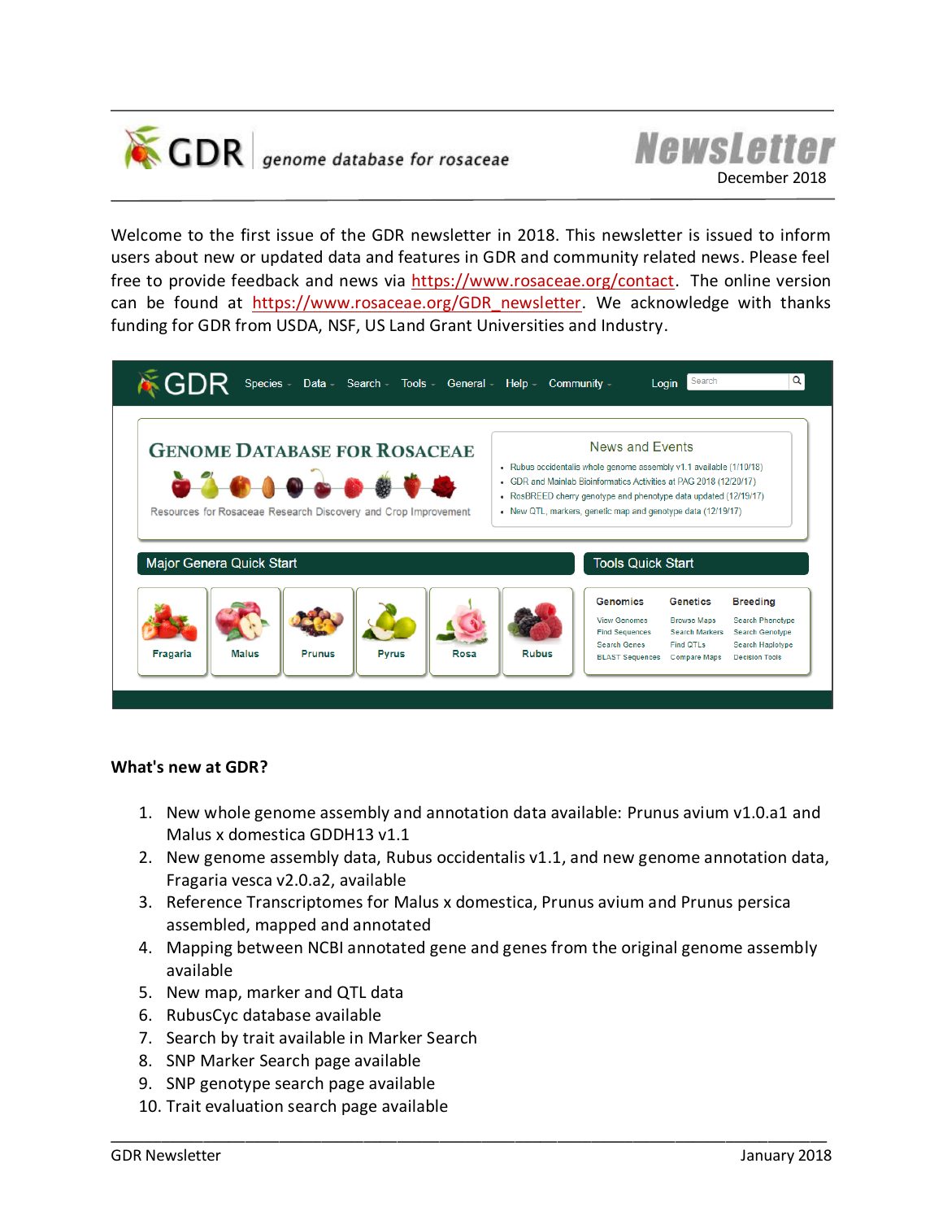GDR genome database for rosaceae

# NewsLetter

December 2018

Welcome to the first issue of the GDR newsletter in 2018. This newsletter is issued to inform users about new or updated data and features in GDR and community related news. Please feel free to provide feedback and news via https://www.rosaceae.org/contact. The online version can be found at https://www.rosaceae.org/GDR_newsletter. We acknowledge with thanks funding for GDR from USDA, NSF, US Land Grant Universities and Industry.

**What's new at GDR?**

1. New whole genome assembly and annotation data available: Prunus avium v1.0.a1 and Malus x domestica GDDH13 v1.1
2. New genome assembly data, Rubus occidentalis v1.1, and new genome annotation data, Fragaria vesca v2.0.a2, available
3. Reference Transcriptomes for Malus x domestica, Prunus avium and Prunus persica assembled, mapped and annotated
4. Mapping between NCBI annotated gene and genes from the original genome assembly available
5. New map, marker and QTL data
6. RubusCyc database available
7. Search by trait available in Marker Search
8. SNP Marker Search page available
9. SNP genotype search page available
10. Trait evaluation search page available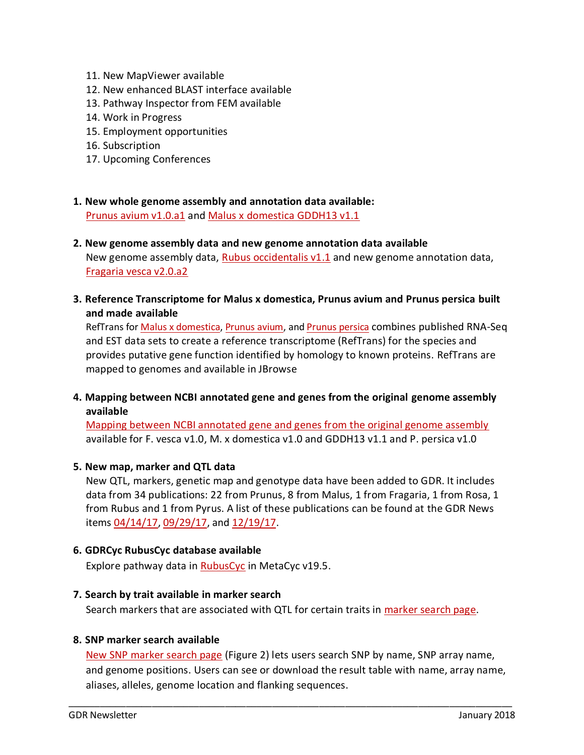11. New MapViewer available
12. New enhanced BLAST interface available
13. Pathway Inspector from FEM available
14. Work in Progress
15. Employment opportunities
16. Subscription
17. Upcoming Conferences

**1. New whole genome assembly and annotation data available:**

Prunus avium v1.0.a1 and Malus x domestica GDDH13 v1.1

**2. New genome assembly data and new genome annotation data available**

New genome assembly data, Rubus occidentalis v1.1 and new genome annotation data, Fragaria vesca v2.0.a2

**3. Reference Transcriptome for Malus x domestica, Prunus avium and Prunus persica built and made available**

RefTrans for Malus x domestica, Prunus avium, and Prunus persica combines published RNA-Seq and EST data sets to create a reference transcriptome (RefTrans) for the species and provides putative gene function identified by homology to known proteins. RefTrans are mapped to genomes and available in JBrowse

**4. Mapping between NCBI annotated gene and genes from the original genome assembly available**

Mapping between NCBI annotated gene and genes from the original genome assembly available for F. vesca v1.0, M. x domestica v1.0 and GDDH13 v1.1 and P. persica v1.0

**5. New map, marker and QTL data**

New QTL, markers, genetic map and genotype data have been added to GDR. It includes data from 34 publications: 22 from Prunus, 8 from Malus, 1 from Fragaria, 1 from Rosa, 1 from Rubus and 1 from Pyrus. A list of these publications can be found at the GDR News items 04/14/17, 09/29/17, and 12/19/17.

**6. GDRCyc RubusCyc database available**

Explore pathway data in RubusCyc in MetaCyc v19.5.

**7. Search by trait available in marker search**

Search markers that are associated with QTL for certain traits in marker search page.

**8. SNP marker search available**

New SNP marker search page (Figure 2) lets users search SNP by name, SNP array name, and genome positions. Users can see or download the result table with name, array name, aliases, alleles, genome location and flanking sequences.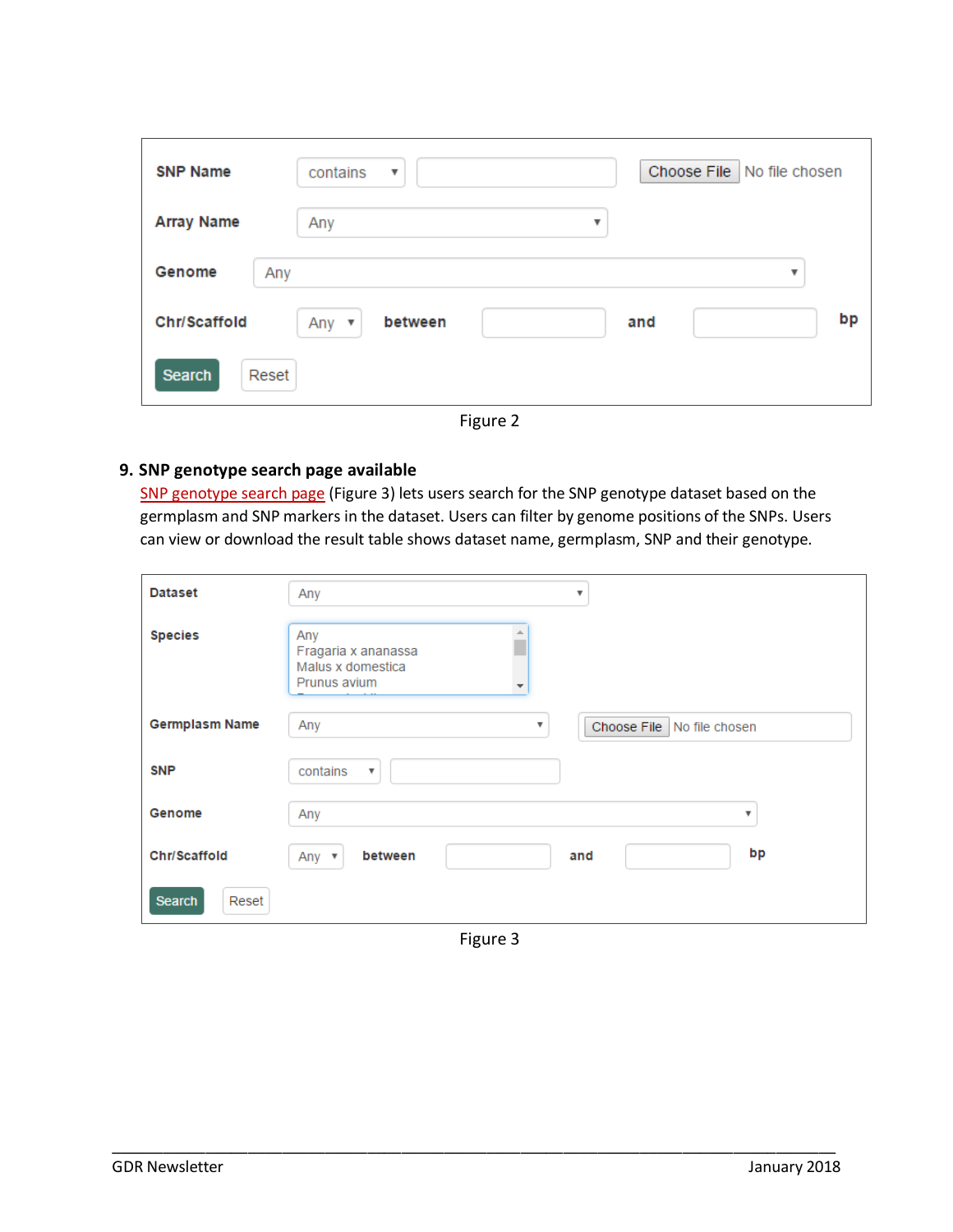Figure 2

## 9. SNP genotype search page available

SNP genotype search page (Figure 3) lets users search for the SNP genotype dataset based on the germplasm and SNP markers in the dataset. Users can filter by genome positions of the SNPs. Users can view or download the result table shows dataset name, germplasm, SNP and their genotype.

Figure 3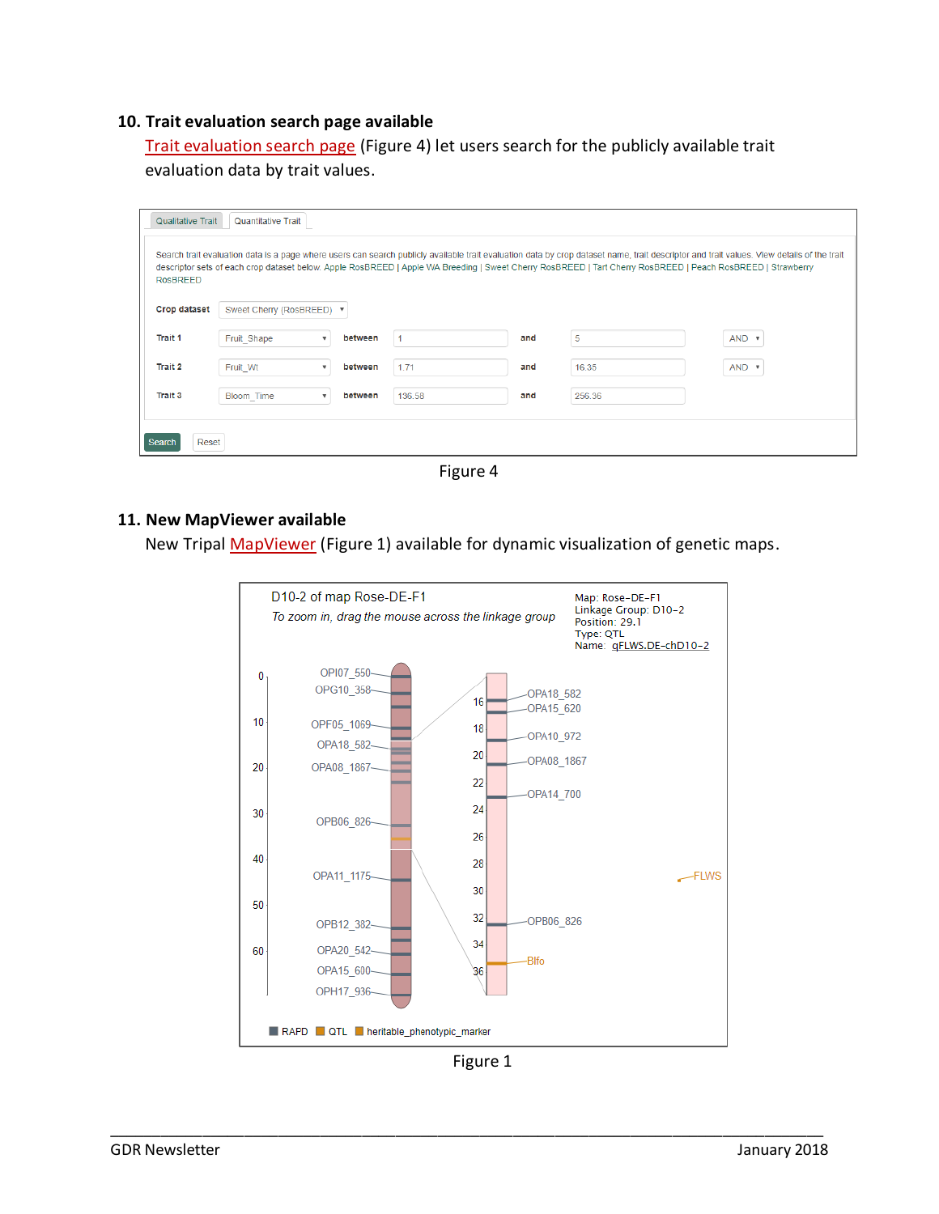## 10. Trait evaluation search page available

Trait evaluation search page (Figure 4) let users search for the publicly available trait evaluation data by trait values.

Figure 4

## 11. New MapViewer available

New Tripal MapViewer (Figure 1) available for dynamic visualization of genetic maps.

Figure 1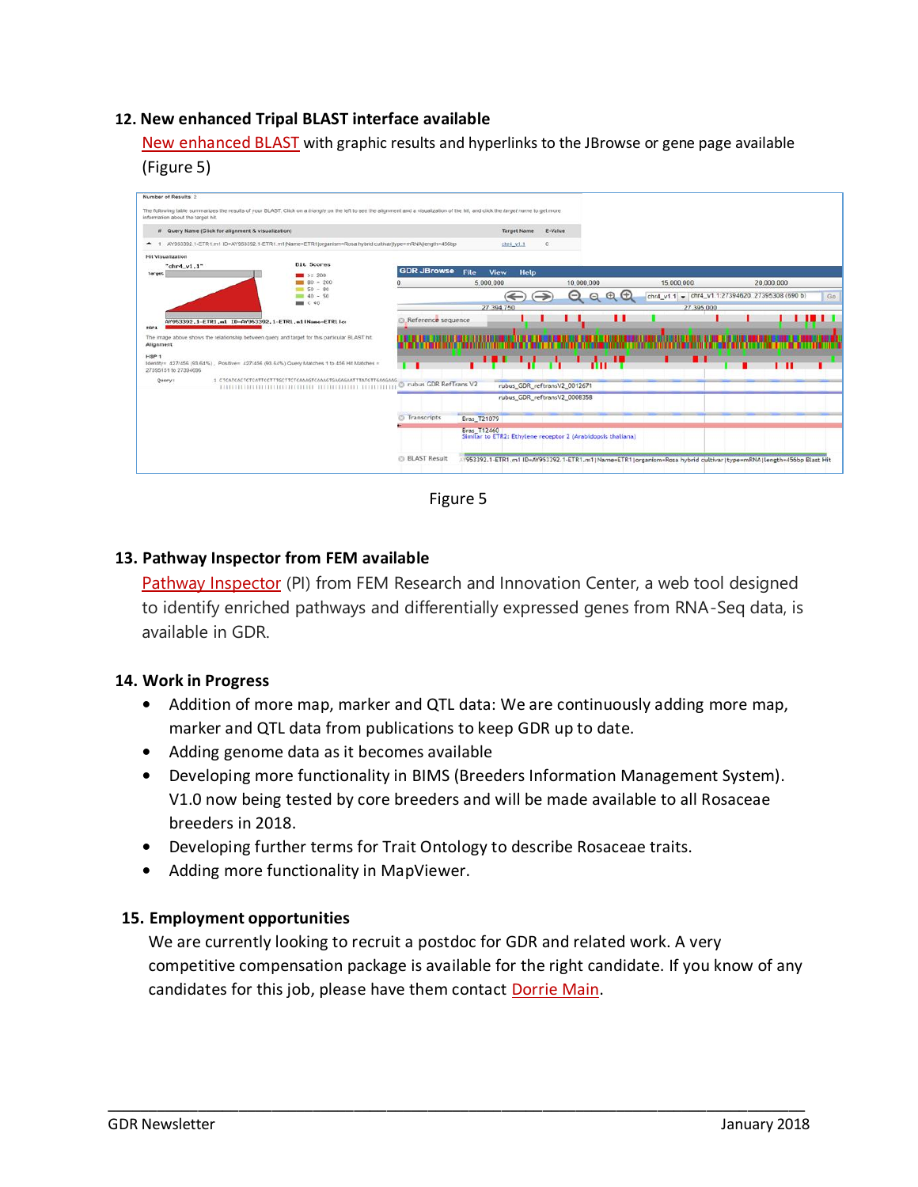### 12. New enhanced Tripal BLAST interface available

New enhanced BLAST with graphic results and hyperlinks to the JBrowse or gene page available (Figure 5)

Figure 5

### 13. Pathway Inspector from FEM available

Pathway Inspector (PI) from FEM Research and Innovation Center, a web tool designed to identify enriched pathways and differentially expressed genes from RNA-Seq data, is available in GDR.

### 14. Work in Progress

- Addition of more map, marker and QTL data: We are continuously adding more map, marker and QTL data from publications to keep GDR up to date.
- Adding genome data as it becomes available
- Developing more functionality in BIMS (Breeders Information Management System). V1.0 now being tested by core breeders and will be made available to all Rosaceae breeders in 2018.
- Developing further terms for Trait Ontology to describe Rosaceae traits.
- Adding more functionality in MapViewer.

### 15. Employment opportunities

We are currently looking to recruit a postdoc for GDR and related work. A very competitive compensation package is available for the right candidate. If you know of any candidates for this job, please have them contact Dorrie Main.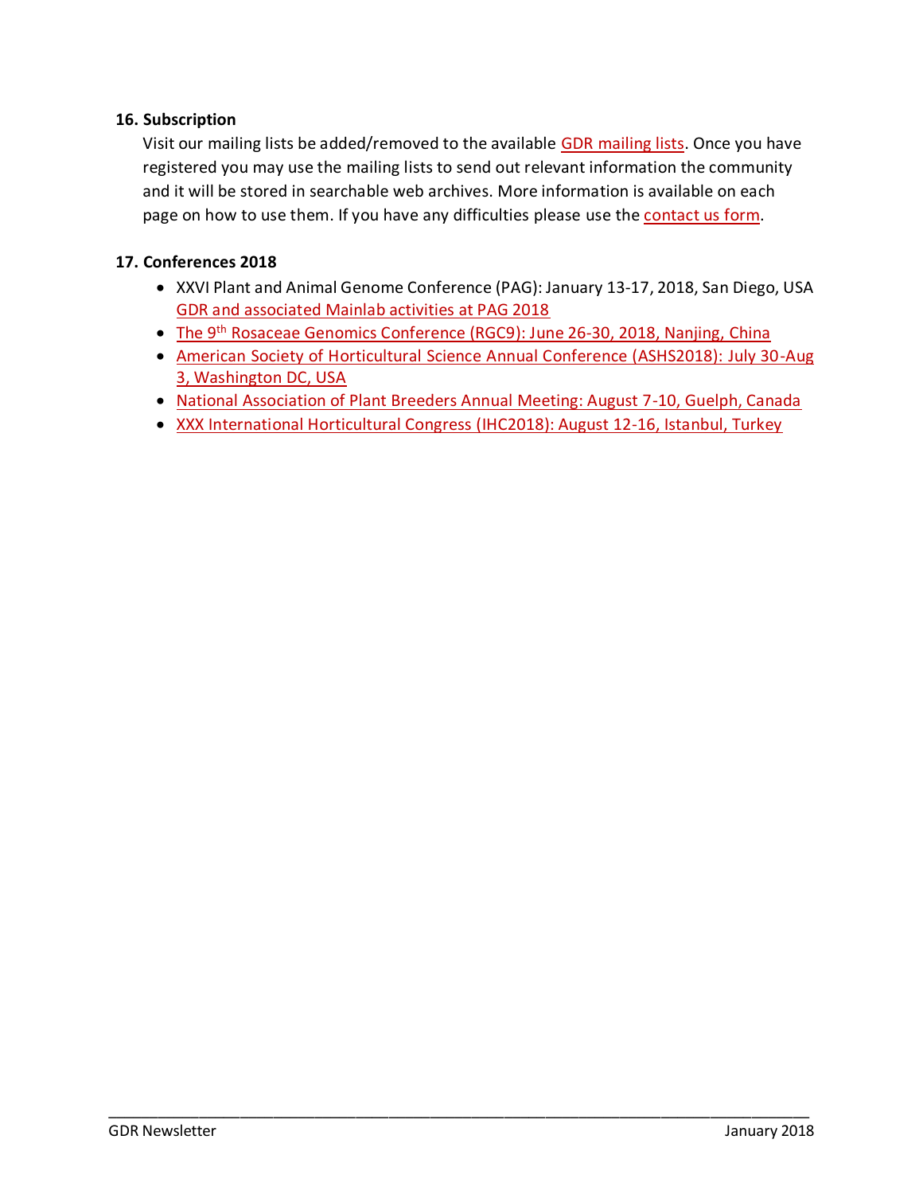**16. Subscription**

Visit our mailing lists be added/removed to the available GDR mailing lists. Once you have registered you may use the mailing lists to send out relevant information the community and it will be stored in searchable web archives. More information is available on each page on how to use them. If you have any difficulties please use the contact us form.

**17. Conferences 2018**

- XXVI Plant and Animal Genome Conference (PAG): January 13-17, 2018, San Diego, USA
  GDR and associated Mainlab activities at PAG 2018
- The 9th Rosaceae Genomics Conference (RGC9): June 26-30, 2018, Nanjing, China
- American Society of Horticultural Science Annual Conference (ASHS2018): July 30-Aug 3, Washington DC, USA
- National Association of Plant Breeders Annual Meeting: August 7-10, Guelph, Canada
- XXX International Horticultural Congress (IHC2018): August 12-16, Istanbul, Turkey